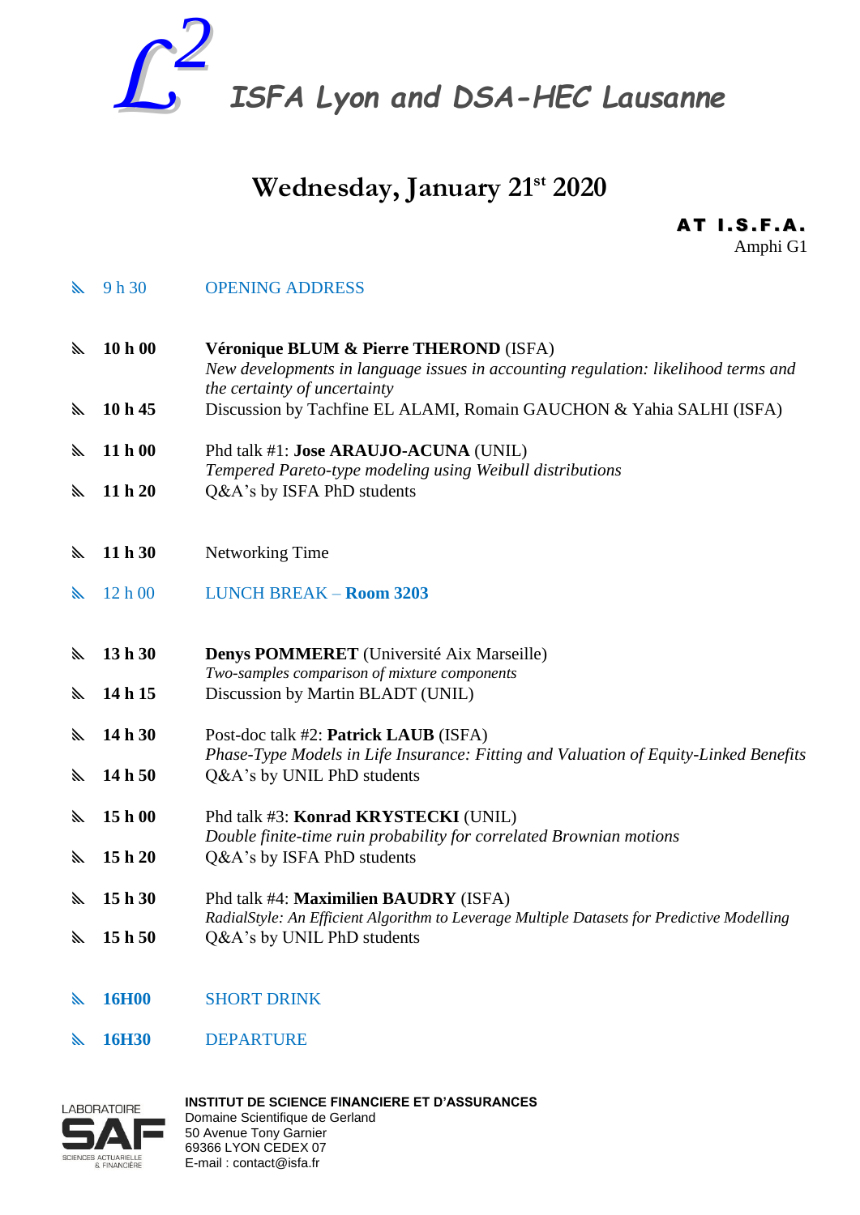# $L^2$ ISFA Lyon and DSA-HEC Lausanne

## Wednesday, January 21st 2020

**AT I.S.F.A.**
Amphi G1

- 9 h 30 — OPENING ADDRESS

- **10 h 00** — **Véronique BLUM & Pierre THEROND** (ISFA)
  *New developments in language issues in accounting regulation: likelihood terms and the certainty of uncertainty*
- **10 h 45** — Discussion by Tachfine EL ALAMI, Romain GAUCHON & Yahia SALHI (ISFA)

- **11 h 00** — Phd talk #1: **Jose ARAUJO-ACUNA** (UNIL)
  *Tempered Pareto-type modeling using Weibull distributions*
- **11 h 20** — Q&A's by ISFA PhD students

- **11 h 30** — Networking Time

- 12 h 00 — LUNCH BREAK – **Room 3203**

- **13 h 30** — **Denys POMMERET** (Université Aix Marseille)
  *Two-samples comparison of mixture components*
- **14 h 15** — Discussion by Martin BLADT (UNIL)

- **14 h 30** — Post-doc talk #2: **Patrick LAUB** (ISFA)
  *Phase-Type Models in Life Insurance: Fitting and Valuation of Equity-Linked Benefits*
- **14 h 50** — Q&A's by UNIL PhD students

- **15 h 00** — Phd talk #3: **Konrad KRYSTECKI** (UNIL)
  *Double finite-time ruin probability for correlated Brownian motions*
- **15 h 20** — Q&A's by ISFA PhD students

- **15 h 30** — Phd talk #4: **Maximilien BAUDRY** (ISFA)
  *RadialStyle: An Efficient Algorithm to Leverage Multiple Datasets for Predictive Modelling*
- **15 h 50** — Q&A's by UNIL PhD students

- **16H00** — SHORT DRINK

- **16H30** — DEPARTURE

LABORATOIRE SAF SCIENCES ACTUARIELLE & FINANCIÈRE

**INSTITUT DE SCIENCE FINANCIERE ET D'ASSURANCES**
Domaine Scientifique de Gerland
50 Avenue Tony Garnier
69366 LYON CEDEX 07
E-mail : contact@isfa.fr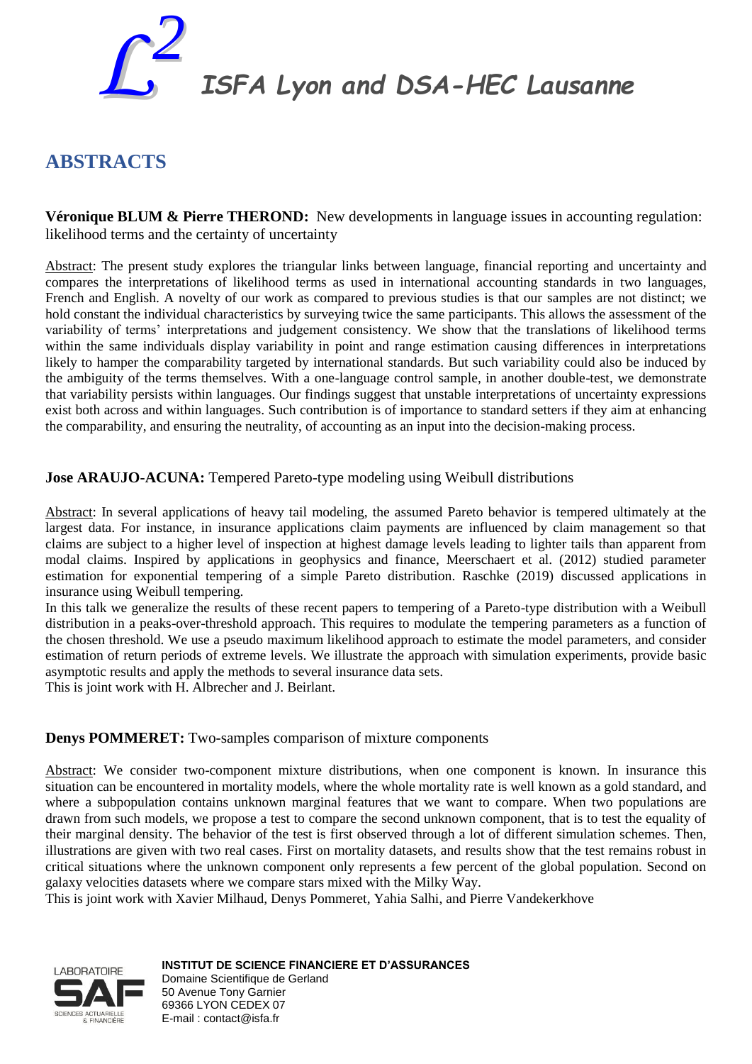$\mathcal{L}^2$ *ISFA Lyon and DSA-HEC Lausanne*

# ABSTRACTS

**Véronique BLUM & Pierre THEROND:** New developments in language issues in accounting regulation: likelihood terms and the certainty of uncertainty

Abstract: The present study explores the triangular links between language, financial reporting and uncertainty and compares the interpretations of likelihood terms as used in international accounting standards in two languages, French and English. A novelty of our work as compared to previous studies is that our samples are not distinct; we hold constant the individual characteristics by surveying twice the same participants. This allows the assessment of the variability of terms' interpretations and judgement consistency. We show that the translations of likelihood terms within the same individuals display variability in point and range estimation causing differences in interpretations likely to hamper the comparability targeted by international standards. But such variability could also be induced by the ambiguity of the terms themselves. With a one-language control sample, in another double-test, we demonstrate that variability persists within languages. Our findings suggest that unstable interpretations of uncertainty expressions exist both across and within languages. Such contribution is of importance to standard setters if they aim at enhancing the comparability, and ensuring the neutrality, of accounting as an input into the decision-making process.

**Jose ARAUJO-ACUNA:** Tempered Pareto-type modeling using Weibull distributions

Abstract: In several applications of heavy tail modeling, the assumed Pareto behavior is tempered ultimately at the largest data. For instance, in insurance applications claim payments are influenced by claim management so that claims are subject to a higher level of inspection at highest damage levels leading to lighter tails than apparent from modal claims. Inspired by applications in geophysics and finance, Meerschaert et al. (2012) studied parameter estimation for exponential tempering of a simple Pareto distribution. Raschke (2019) discussed applications in insurance using Weibull tempering.
In this talk we generalize the results of these recent papers to tempering of a Pareto-type distribution with a Weibull distribution in a peaks-over-threshold approach. This requires to modulate the tempering parameters as a function of the chosen threshold. We use a pseudo maximum likelihood approach to estimate the model parameters, and consider estimation of return periods of extreme levels. We illustrate the approach with simulation experiments, provide basic asymptotic results and apply the methods to several insurance data sets.
This is joint work with H. Albrecher and J. Beirlant.

**Denys POMMERET:** Two-samples comparison of mixture components

Abstract: We consider two-component mixture distributions, when one component is known. In insurance this situation can be encountered in mortality models, where the whole mortality rate is well known as a gold standard, and where a subpopulation contains unknown marginal features that we want to compare. When two populations are drawn from such models, we propose a test to compare the second unknown component, that is to test the equality of their marginal density. The behavior of the test is first observed through a lot of different simulation schemes. Then, illustrations are given with two real cases. First on mortality datasets, and results show that the test remains robust in critical situations where the unknown component only represents a few percent of the global population. Second on galaxy velocities datasets where we compare stars mixed with the Milky Way.
This is joint work with Xavier Milhaud, Denys Pommeret, Yahia Salhi, and Pierre Vandekerkhove

**INSTITUT DE SCIENCE FINANCIERE ET D'ASSURANCES**
Domaine Scientifique de Gerland
50 Avenue Tony Garnier
69366 LYON CEDEX 07
E-mail : contact@isfa.fr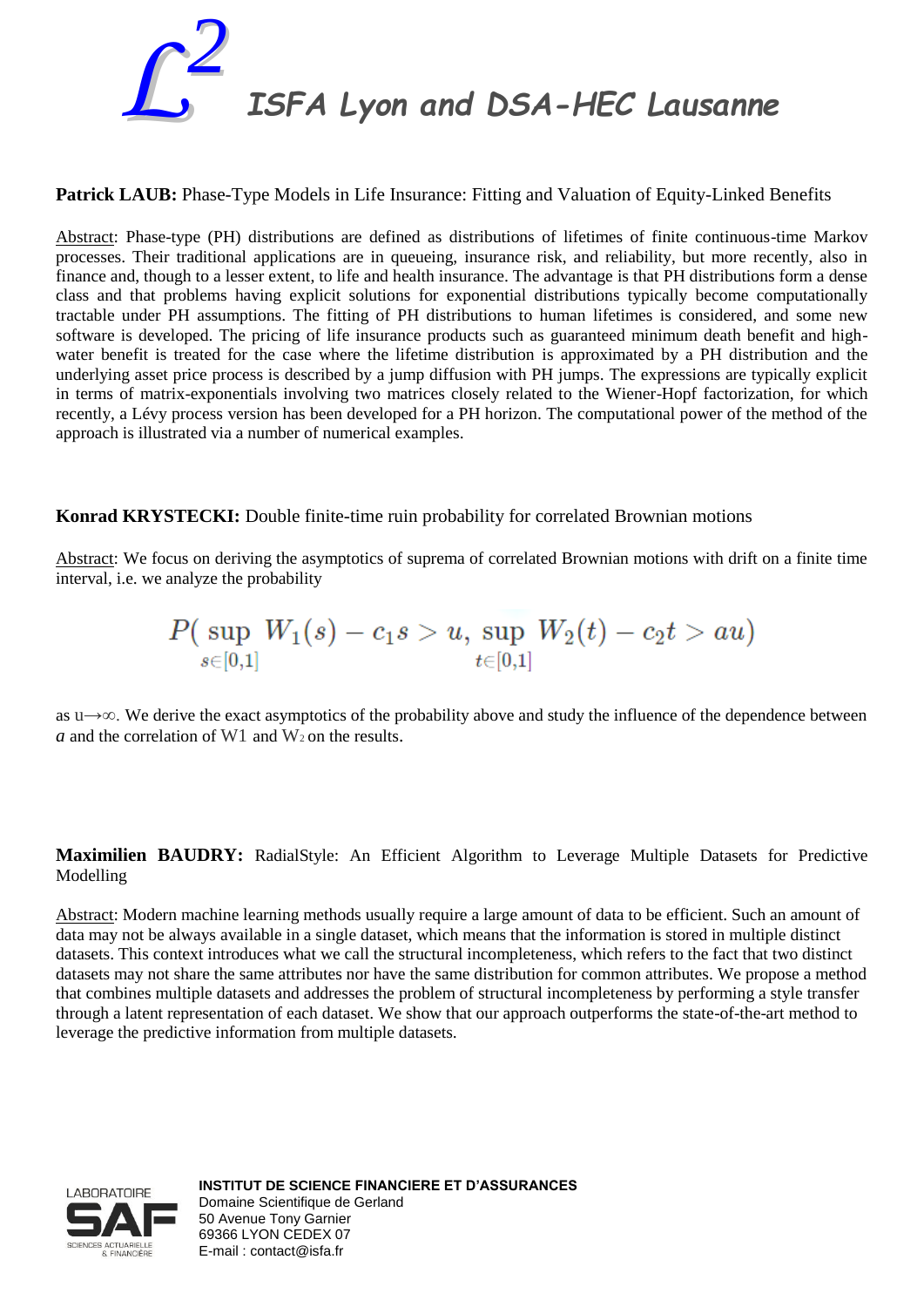# $\mathcal{L}^2$ ISFA Lyon and DSA-HEC Lausanne

**Patrick LAUB:** Phase-Type Models in Life Insurance: Fitting and Valuation of Equity-Linked Benefits

Abstract: Phase-type (PH) distributions are defined as distributions of lifetimes of finite continuous-time Markov processes. Their traditional applications are in queueing, insurance risk, and reliability, but more recently, also in finance and, though to a lesser extent, to life and health insurance. The advantage is that PH distributions form a dense class and that problems having explicit solutions for exponential distributions typically become computationally tractable under PH assumptions. The fitting of PH distributions to human lifetimes is considered, and some new software is developed. The pricing of life insurance products such as guaranteed minimum death benefit and high-water benefit is treated for the case where the lifetime distribution is approximated by a PH distribution and the underlying asset price process is described by a jump diffusion with PH jumps. The expressions are typically explicit in terms of matrix-exponentials involving two matrices closely related to the Wiener-Hopf factorization, for which recently, a Lévy process version has been developed for a PH horizon. The computational power of the method of the approach is illustrated via a number of numerical examples.

**Konrad KRYSTECKI:** Double finite-time ruin probability for correlated Brownian motions

Abstract: We focus on deriving the asymptotics of suprema of correlated Brownian motions with drift on a finite time interval, i.e. we analyze the probability

$$P\left(\sup_{s\in[0,1]} W_1(s) - c_1 s > u,\ \sup_{t\in[0,1]} W_2(t) - c_2 t > au\right)$$

as $u\to\infty$. We derive the exact asymptotics of the probability above and study the influence of the dependence between $a$ and the correlation of $W1$ and $W_2$ on the results.

**Maximilien BAUDRY:** RadialStyle: An Efficient Algorithm to Leverage Multiple Datasets for Predictive Modelling

Abstract: Modern machine learning methods usually require a large amount of data to be efficient. Such an amount of data may not be always available in a single dataset, which means that the information is stored in multiple distinct datasets. This context introduces what we call the structural incompleteness, which refers to the fact that two distinct datasets may not share the same attributes nor have the same distribution for common attributes. We propose a method that combines multiple datasets and addresses the problem of structural incompleteness by performing a style transfer through a latent representation of each dataset. We show that our approach outperforms the state-of-the-art method to leverage the predictive information from multiple datasets.

LABORATOIRE SAF SCIENCES ACTUARIELLE & FINANCIÈRE

**INSTITUT DE SCIENCE FINANCIERE ET D'ASSURANCES**
Domaine Scientifique de Gerland
50 Avenue Tony Garnier
69366 LYON CEDEX 07
E-mail : contact@isfa.fr